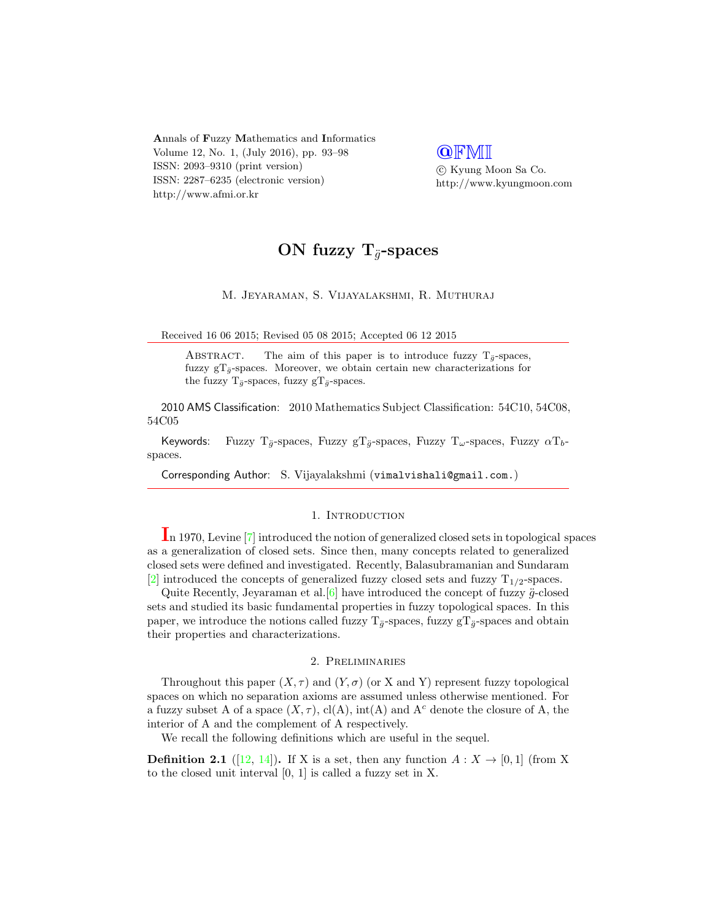# ON fuzzy $T_{\ddot{g}}$-spaces

M. Jeyaraman, S. Vijayalakshmi, R. Muthuraj

Received 16 06 2015; Revised 05 08 2015; Accepted 06 12 2015

Abstract. The aim of this paper is to introduce fuzzy $T_{\ddot{g}}$-spaces, fuzzy $gT_{\ddot{g}}$-spaces. Moreover, we obtain certain new characterizations for the fuzzy $T_{\ddot{g}}$-spaces, fuzzy $gT_{\ddot{g}}$-spaces.

2010 AMS Classification: 2010 Mathematics Subject Classification: 54C10, 54C08, 54C05

Keywords: Fuzzy $T_{\ddot{g}}$-spaces, Fuzzy $gT_{\ddot{g}}$-spaces, Fuzzy $T_{\omega}$-spaces, Fuzzy $\alpha T_b$-spaces.

Corresponding Author: S. Vijayalakshmi (vimalvishali@gmail.com.)

## 1. Introduction

In 1970, Levine [7] introduced the notion of generalized closed sets in topological spaces as a generalization of closed sets. Since then, many concepts related to generalized closed sets were defined and investigated. Recently, Balasubramanian and Sundaram [2] introduced the concepts of generalized fuzzy closed sets and fuzzy $T_{1/2}$-spaces.

Quite Recently, Jeyaraman et al.[6] have introduced the concept of fuzzy $\ddot{g}$-closed sets and studied its basic fundamental properties in fuzzy topological spaces. In this paper, we introduce the notions called fuzzy $T_{\ddot{g}}$-spaces, fuzzy $gT_{\ddot{g}}$-spaces and obtain their properties and characterizations.

## 2. Preliminaries

Throughout this paper $(X, \tau)$ and $(Y, \sigma)$ (or X and Y) represent fuzzy topological spaces on which no separation axioms are assumed unless otherwise mentioned. For a fuzzy subset A of a space $(X, \tau)$, cl(A), int(A) and $A^c$ denote the closure of A, the interior of A and the complement of A respectively.

We recall the following definitions which are useful in the sequel.

**Definition 2.1** ([12, 14])**.** If X is a set, then any function $A : X \to [0, 1]$ (from X to the closed unit interval [0, 1] is called a fuzzy set in X.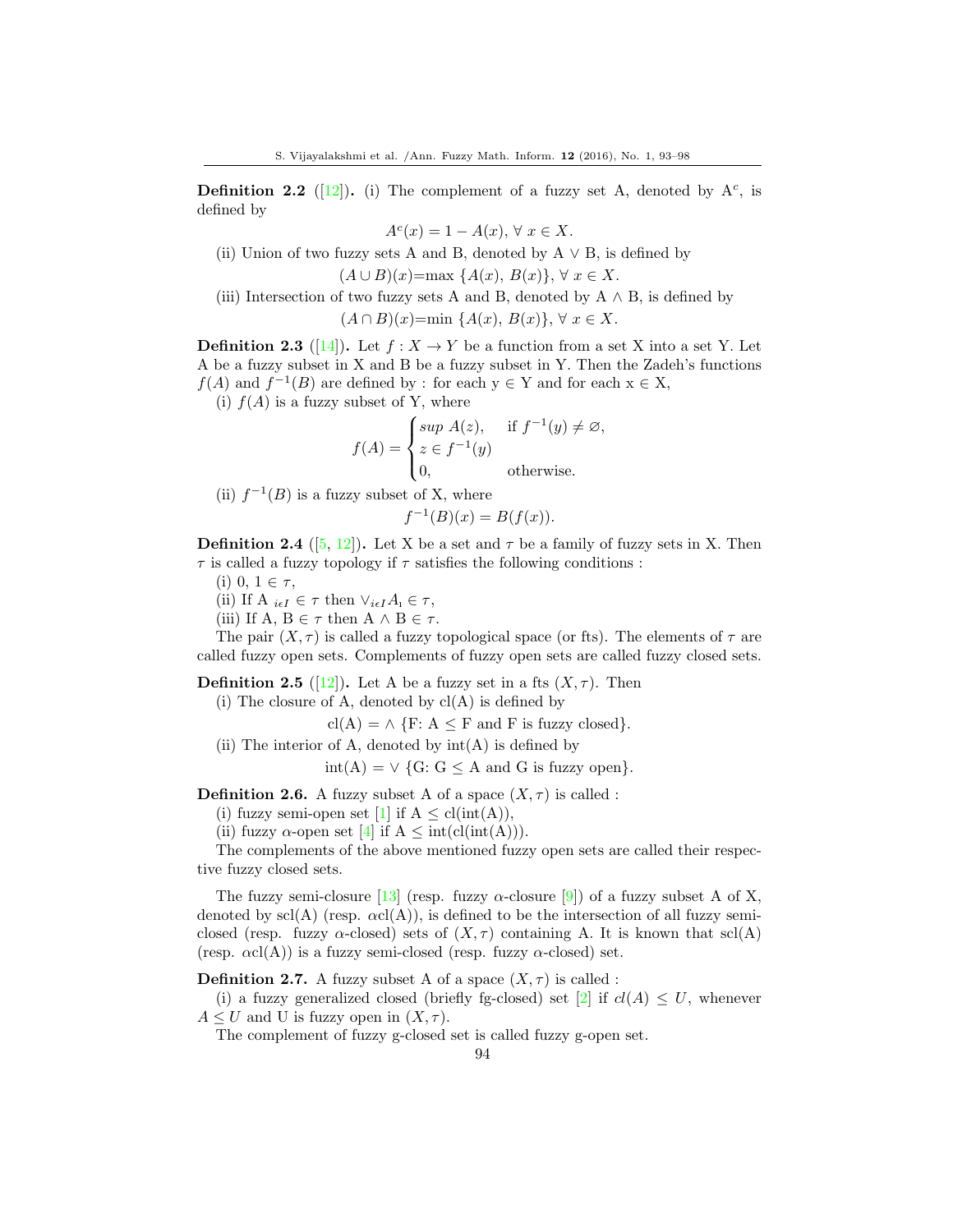**Definition 2.2** ([12]). (i) The complement of a fuzzy set A, denoted by $A^c$, is defined by

$$A^c(x) = 1 - A(x),\ \forall\ x \in X.$$

(ii) Union of two fuzzy sets A and B, denoted by A $\vee$ B, is defined by

$$(A \cup B)(x) = \max\ \{A(x),\ B(x)\},\ \forall\ x \in X.$$

(iii) Intersection of two fuzzy sets A and B, denoted by A $\wedge$ B, is defined by

$$(A \cap B)(x) = \min\ \{A(x),\ B(x)\},\ \forall\ x \in X.$$

**Definition 2.3** ([14]). Let $f : X \to Y$ be a function from a set X into a set Y. Let A be a fuzzy subset in X and B be a fuzzy subset in Y. Then the Zadeh's functions $f(A)$ and $f^{-1}(B)$ are defined by : for each y $\in$ Y and for each x $\in$ X,

(i) $f(A)$ is a fuzzy subset of Y, where

$$f(A) = \begin{cases} sup\ A(z), & \text{if } f^{-1}(y) \neq \varnothing, \\ z \in f^{-1}(y) & \\ 0, & \text{otherwise.} \end{cases}$$

(ii) $f^{-1}(B)$ is a fuzzy subset of X, where

$$f^{-1}(B)(x) = B(f(x)).$$

**Definition 2.4** ([5, 12]). Let X be a set and $\tau$ be a family of fuzzy sets in X. Then $\tau$ is called a fuzzy topology if $\tau$ satisfies the following conditions :

(i) 0, 1 $\in \tau$,

(ii) If A $_{i\epsilon I} \in \tau$ then $\vee_{i\epsilon I} A_\imath \in \tau$,

(iii) If A, B $\in \tau$ then A $\wedge$ B $\in \tau$.

The pair $(X, \tau)$ is called a fuzzy topological space (or fts). The elements of $\tau$ are called fuzzy open sets. Complements of fuzzy open sets are called fuzzy closed sets.

**Definition 2.5** ([12]). Let A be a fuzzy set in a fts $(X, \tau)$. Then

(i) The closure of A, denoted by cl(A) is defined by

$$\text{cl(A)} = \wedge\ \{\text{F: A} \leq \text{F and F is fuzzy closed}\}.$$

(ii) The interior of A, denoted by int(A) is defined by

$$\text{int(A)} = \vee\ \{\text{G: G} \leq \text{A and G is fuzzy open}\}.$$

**Definition 2.6.** A fuzzy subset A of a space $(X, \tau)$ is called :

(i) fuzzy semi-open set [1] if A $\leq$ cl(int(A)),

(ii) fuzzy $\alpha$-open set [4] if A $\leq$ int(cl(int(A))).

The complements of the above mentioned fuzzy open sets are called their respective fuzzy closed sets.

The fuzzy semi-closure [13] (resp. fuzzy $\alpha$-closure [9]) of a fuzzy subset A of X, denoted by scl(A) (resp. $\alpha$cl(A)), is defined to be the intersection of all fuzzy semi-closed (resp. fuzzy $\alpha$-closed) sets of $(X, \tau)$ containing A. It is known that scl(A) (resp. $\alpha$cl(A)) is a fuzzy semi-closed (resp. fuzzy $\alpha$-closed) set.

**Definition 2.7.** A fuzzy subset A of a space $(X, \tau)$ is called :

(i) a fuzzy generalized closed (briefly fg-closed) set [2] if $cl(A) \leq U$, whenever $A \leq U$ and U is fuzzy open in $(X, \tau)$.

The complement of fuzzy g-closed set is called fuzzy g-open set.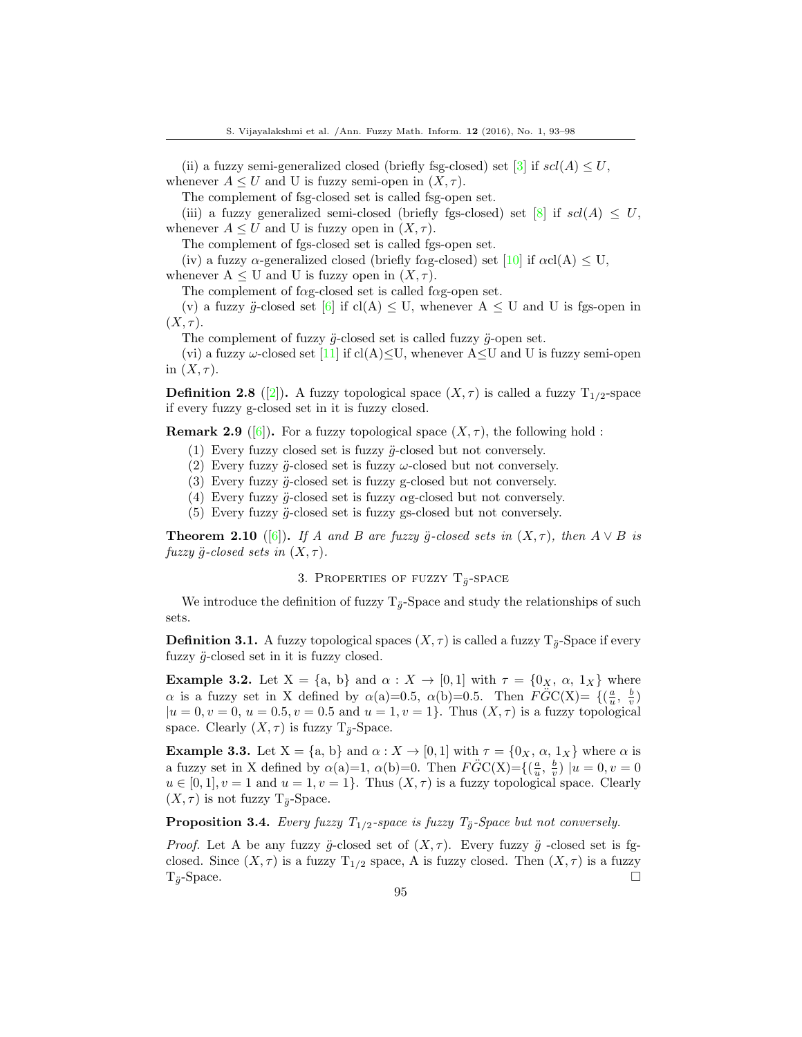(ii) a fuzzy semi-generalized closed (briefly fsg-closed) set [3] if $scl(A) \leq U$, whenever $A \leq U$ and U is fuzzy semi-open in $(X, \tau)$.

The complement of fsg-closed set is called fsg-open set.

(iii) a fuzzy generalized semi-closed (briefly fgs-closed) set [8] if $scl(A) \leq U$, whenever $A \leq U$ and U is fuzzy open in $(X, \tau)$.

The complement of fgs-closed set is called fgs-open set.

(iv) a fuzzy $\alpha$-generalized closed (briefly f$\alpha$g-closed) set [10] if $\alpha$cl(A) $\leq$ U, whenever A $\leq$ U and U is fuzzy open in $(X, \tau)$.

The complement of f$\alpha$g-closed set is called f$\alpha$g-open set.

(v) a fuzzy $\ddot{g}$-closed set [6] if cl(A) $\leq$ U, whenever A $\leq$ U and U is fgs-open in $(X, \tau)$.

The complement of fuzzy $\ddot{g}$-closed set is called fuzzy $\ddot{g}$-open set.

(vi) a fuzzy $\omega$-closed set [11] if cl(A)$\leq$U, whenever A$\leq$U and U is fuzzy semi-open in $(X, \tau)$.

**Definition 2.8** ([2])**.** A fuzzy topological space $(X, \tau)$ is called a fuzzy $T_{1/2}$-space if every fuzzy g-closed set in it is fuzzy closed.

**Remark 2.9** ([6])**.** For a fuzzy topological space $(X, \tau)$, the following hold :

(1) Every fuzzy closed set is fuzzy $\ddot{g}$-closed but not conversely.
(2) Every fuzzy $\ddot{g}$-closed set is fuzzy $\omega$-closed but not conversely.
(3) Every fuzzy $\ddot{g}$-closed set is fuzzy g-closed but not conversely.
(4) Every fuzzy $\ddot{g}$-closed set is fuzzy $\alpha$g-closed but not conversely.
(5) Every fuzzy $\ddot{g}$-closed set is fuzzy gs-closed but not conversely.

**Theorem 2.10** ([6])**.** *If A and B are fuzzy $\ddot{g}$-closed sets in $(X, \tau)$, then $A \vee B$ is fuzzy $\ddot{g}$-closed sets in $(X, \tau)$.*

## 3. Properties of fuzzy $T_{\ddot{g}}$-space

We introduce the definition of fuzzy $T_{\ddot{g}}$-Space and study the relationships of such sets.

**Definition 3.1.** A fuzzy topological spaces $(X, \tau)$ is called a fuzzy $T_{\ddot{g}}$-Space if every fuzzy $\ddot{g}$-closed set in it is fuzzy closed.

**Example 3.2.** Let X = {a, b} and $\alpha : X \to [0, 1]$ with $\tau = \{0_X, \alpha, 1_X\}$ where $\alpha$ is a fuzzy set in X defined by $\alpha$(a)=0.5, $\alpha$(b)=0.5. Then $F\ddot{G}C$(X)= $\{(\frac{a}{u}, \frac{b}{v})$ $| u = 0, v = 0,\ u = 0.5, v = 0.5$ and $u = 1, v = 1\}$. Thus $(X, \tau)$ is a fuzzy topological space. Clearly $(X, \tau)$ is fuzzy $T_{\ddot{g}}$-Space.

**Example 3.3.** Let X = {a, b} and $\alpha : X \to [0, 1]$ with $\tau = \{0_X, \alpha, 1_X\}$ where $\alpha$ is a fuzzy set in X defined by $\alpha$(a)=1, $\alpha$(b)=0. Then $F\ddot{G}C$(X)=$\{(\frac{a}{u}, \frac{b}{v})$ $| u = 0, v = 0$ $u \in [0, 1], v = 1$ and $u = 1, v = 1\}$. Thus $(X, \tau)$ is a fuzzy topological space. Clearly $(X, \tau)$ is not fuzzy $T_{\ddot{g}}$-Space.

**Proposition 3.4.** *Every fuzzy $T_{1/2}$-space is fuzzy $T_{\ddot{g}}$-Space but not conversely.*

*Proof.* Let A be any fuzzy $\ddot{g}$-closed set of $(X, \tau)$. Every fuzzy $\ddot{g}$ -closed set is fg-closed. Since $(X, \tau)$ is a fuzzy $T_{1/2}$ space, A is fuzzy closed. Then $(X, \tau)$ is a fuzzy $T_{\ddot{g}}$-Space. □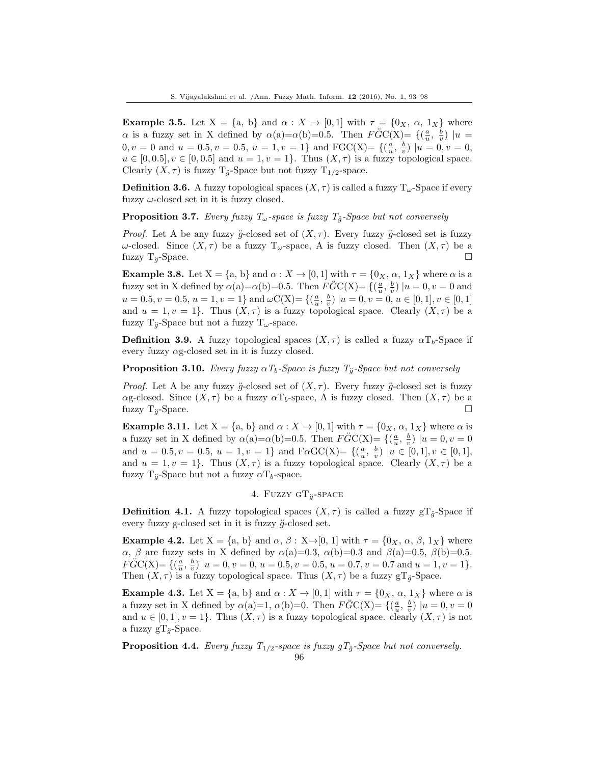**Example 3.5.** Let X = {a, b} and $\alpha : X \to [0,1]$ with $\tau = \{0_X,\ \alpha,\ 1_X\}$ where $\alpha$ is a fuzzy set in X defined by $\alpha$(a)=$\alpha$(b)=0.5. Then $F\ddot{G}$C(X)= $\{(\frac{a}{u},\ \frac{b}{v})\ |u = 0, v = 0$ and $u = 0.5, v = 0.5,\ u = 1, v = 1\}$ and FGC(X)= $\{(\frac{a}{u},\ \frac{b}{v})\ |u = 0, v = 0,$ $u \in [0, 0.5], v \in [0, 0.5]$ and $u = 1, v = 1\}$. Thus $(X, \tau)$ is a fuzzy topological space. Clearly $(X, \tau)$ is fuzzy $T_{\ddot{g}}$-Space but not fuzzy $T_{1/2}$-space.

**Definition 3.6.** A fuzzy topological spaces $(X, \tau)$ is called a fuzzy $T_\omega$-Space if every fuzzy $\omega$-closed set in it is fuzzy closed.

**Proposition 3.7.** *Every fuzzy $T_\omega$-space is fuzzy $T_{\ddot{g}}$-Space but not conversely*

*Proof.* Let A be any fuzzy $\ddot{g}$-closed set of $(X, \tau)$. Every fuzzy $\ddot{g}$-closed set is fuzzy $\omega$-closed. Since $(X, \tau)$ be a fuzzy $T_\omega$-space, A is fuzzy closed. Then $(X, \tau)$ be a fuzzy $T_{\ddot{g}}$-Space. □

**Example 3.8.** Let X = {a, b} and $\alpha : X \to [0,1]$ with $\tau = \{0_X,\ \alpha,\ 1_X\}$ where $\alpha$ is a fuzzy set in X defined by $\alpha$(a)=$\alpha$(b)=0.5. Then $F\ddot{G}$C(X)= $\{(\frac{a}{u},\ \frac{b}{v})\ |u = 0, v = 0$ and $u = 0.5, v = 0.5,\ u = 1, v = 1\}$ and $\omega$C(X)= $\{(\frac{a}{u},\ \frac{b}{v})\ |u = 0, v = 0, u \in [0, 1], v \in [0, 1]$ and $u = 1, v = 1\}$. Thus $(X, \tau)$ is a fuzzy topological space. Clearly $(X, \tau)$ be a fuzzy $T_{\ddot{g}}$-Space but not a fuzzy $T_\omega$-space.

**Definition 3.9.** A fuzzy topological spaces $(X, \tau)$ is called a fuzzy $\alpha T_b$-Space if every fuzzy $\alpha$g-closed set in it is fuzzy closed.

**Proposition 3.10.** *Every fuzzy $\alpha T_b$-Space is fuzzy $T_{\ddot{g}}$-Space but not conversely*

*Proof.* Let A be any fuzzy $\ddot{g}$-closed set of $(X, \tau)$. Every fuzzy $\ddot{g}$-closed set is fuzzy $\alpha$g-closed. Since $(X, \tau)$ be a fuzzy $\alpha T_b$-space, A is fuzzy closed. Then $(X, \tau)$ be a fuzzy $T_{\ddot{g}}$-Space. □

**Example 3.11.** Let X = {a, b} and $\alpha : X \to [0,1]$ with $\tau = \{0_X,\ \alpha,\ 1_X\}$ where $\alpha$ is a fuzzy set in X defined by $\alpha$(a)=$\alpha$(b)=0.5. Then $F\ddot{G}$C(X)= $\{(\frac{a}{u},\ \frac{b}{v})\ |u = 0, v = 0$ and $u = 0.5, v = 0.5,\ u = 1, v = 1\}$ and F$\alpha$GC(X)= $\{(\frac{a}{u},\ \frac{b}{v})\ |u \in [0, 1], v \in [0, 1],$ and $u = 1, v = 1\}$. Thus $(X, \tau)$ is a fuzzy topological space. Clearly $(X, \tau)$ be a fuzzy $T_{\ddot{g}}$-Space but not a fuzzy $\alpha T_b$-space.

## 4. Fuzzy $gT_{\ddot{g}}$-space

**Definition 4.1.** A fuzzy topological spaces $(X, \tau)$ is called a fuzzy $gT_{\ddot{g}}$-Space if every fuzzy g-closed set in it is fuzzy $\ddot{g}$-closed set.

**Example 4.2.** Let X = {a, b} and $\alpha$, $\beta$ : X$\to$[0, 1] with $\tau = \{0_X,\ \alpha,\ \beta,\ 1_X\}$ where $\alpha$, $\beta$ are fuzzy sets in X defined by $\alpha$(a)=0.3, $\alpha$(b)=0.3 and $\beta$(a)=0.5, $\beta$(b)=0.5. $F\ddot{G}$C(X)= $\{(\frac{a}{u},\ \frac{b}{v})\ |u = 0, v = 0, u = 0.5, v = 0.5, u = 0.7, v = 0.7$ and $u = 1, v = 1\}$. Then $(X, \tau)$ is a fuzzy topological space. Thus $(X, \tau)$ be a fuzzy $gT_{\ddot{g}}$-Space.

**Example 4.3.** Let X = {a, b} and $\alpha : X \to [0,1]$ with $\tau = \{0_X,\ \alpha,\ 1_X\}$ where $\alpha$ is a fuzzy set in X defined by $\alpha$(a)=1, $\alpha$(b)=0. Then $F\ddot{G}$C(X)= $\{(\frac{a}{u},\ \frac{b}{v})\ |u = 0, v = 0$ and $u \in [0, 1], v = 1\}$. Thus $(X, \tau)$ is a fuzzy topological space. clearly $(X, \tau)$ is not a fuzzy $gT_{\ddot{g}}$-Space.

**Proposition 4.4.** *Every fuzzy $T_{1/2}$-space is fuzzy $gT_{\ddot{g}}$-Space but not conversely.*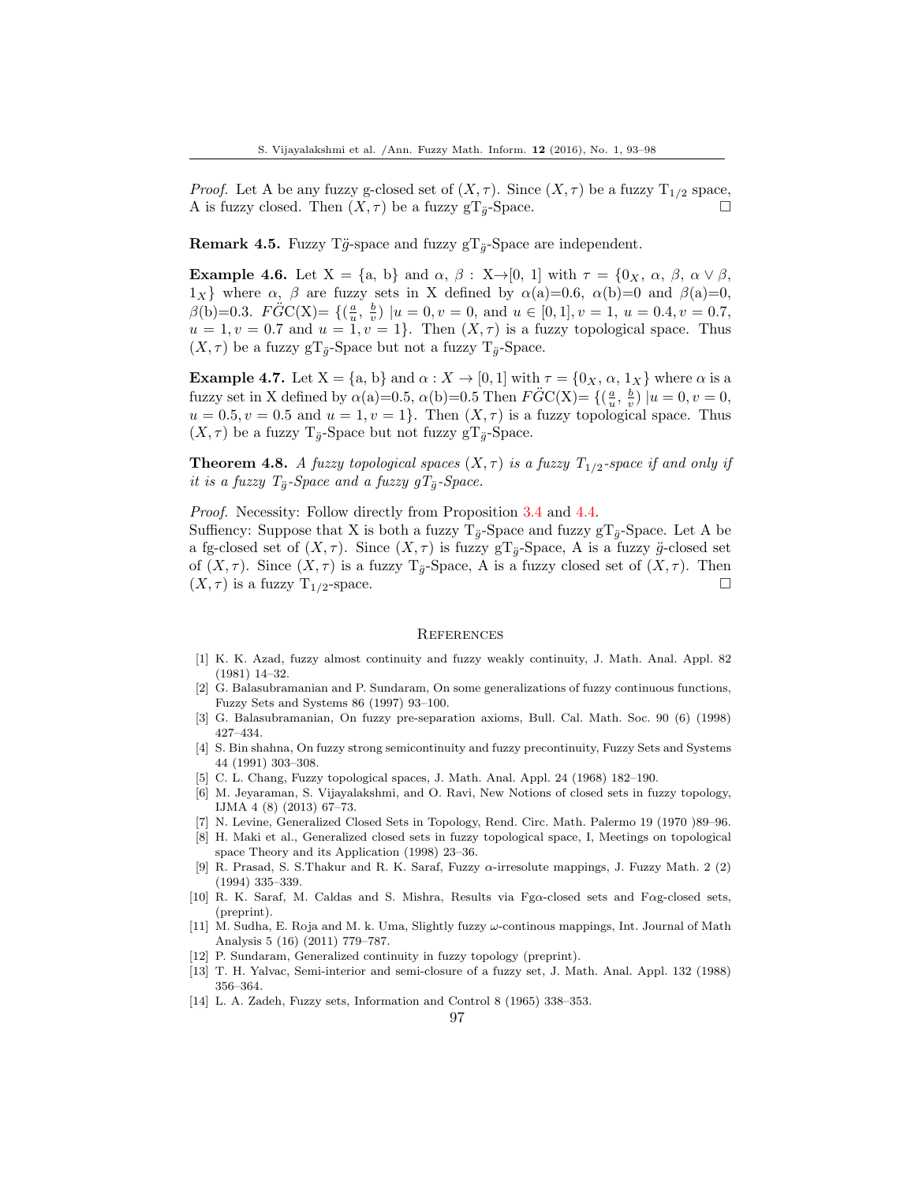*Proof.* Let A be any fuzzy g-closed set of $(X, \tau)$. Since $(X, \tau)$ be a fuzzy $T_{1/2}$ space, A is fuzzy closed. Then $(X, \tau)$ be a fuzzy $gT_{\ddot{g}}$-Space. □

**Remark 4.5.** Fuzzy $T\ddot{g}$-space and fuzzy $gT_{\ddot{g}}$-Space are independent.

**Example 4.6.** Let X = {a, b} and $\alpha$, $\beta$ : X→[0, 1] with $\tau = \{0_X, \alpha, \beta, \alpha \vee \beta, 1_X\}$ where $\alpha$, $\beta$ are fuzzy sets in X defined by $\alpha$(a)=0.6, $\alpha$(b)=0 and $\beta$(a)=0, $\beta$(b)=0.3. $F\ddot{G}$C(X)= $\{(\frac{a}{u}, \frac{b}{v}) \mid u = 0, v = 0$, and $u \in [0, 1], v = 1$, $u = 0.4, v = 0.7$, $u = 1, v = 0.7$ and $u = 1, v = 1\}$. Then $(X, \tau)$ is a fuzzy topological space. Thus $(X, \tau)$ be a fuzzy $gT_{\ddot{g}}$-Space but not a fuzzy $T_{\ddot{g}}$-Space.

**Example 4.7.** Let X = {a, b} and $\alpha : X \to [0, 1]$ with $\tau = \{0_X, \alpha, 1_X\}$ where $\alpha$ is a fuzzy set in X defined by $\alpha$(a)=0.5, $\alpha$(b)=0.5 Then $F\ddot{G}$C(X)= $\{(\frac{a}{u}, \frac{b}{v}) \mid u = 0, v = 0$, $u = 0.5, v = 0.5$ and $u = 1, v = 1\}$. Then $(X, \tau)$ is a fuzzy topological space. Thus $(X, \tau)$ be a fuzzy $T_{\ddot{g}}$-Space but not fuzzy $gT_{\ddot{g}}$-Space.

**Theorem 4.8.** *A fuzzy topological spaces $(X, \tau)$ is a fuzzy $T_{1/2}$-space if and only if it is a fuzzy $T_{\ddot{g}}$-Space and a fuzzy $gT_{\ddot{g}}$-Space.*

*Proof.* Necessity: Follow directly from Proposition 3.4 and 4.4.
Suffiency: Suppose that X is both a fuzzy $T_{\ddot{g}}$-Space and fuzzy $gT_{\ddot{g}}$-Space. Let A be a fg-closed set of $(X, \tau)$. Since $(X, \tau)$ is fuzzy $gT_{\ddot{g}}$-Space, A is a fuzzy $\ddot{g}$-closed set of $(X, \tau)$. Since $(X, \tau)$ is a fuzzy $T_{\ddot{g}}$-Space, A is a fuzzy closed set of $(X, \tau)$. Then $(X, \tau)$ is a fuzzy $T_{1/2}$-space. □

## References

[1] K. K. Azad, fuzzy almost continuity and fuzzy weakly continuity, J. Math. Anal. Appl. 82 (1981) 14–32.

[2] G. Balasubramanian and P. Sundaram, On some generalizations of fuzzy continuous functions, Fuzzy Sets and Systems 86 (1997) 93–100.

[3] G. Balasubramanian, On fuzzy pre-separation axioms, Bull. Cal. Math. Soc. 90 (6) (1998) 427–434.

[4] S. Bin shahna, On fuzzy strong semicontinuity and fuzzy precontinuity, Fuzzy Sets and Systems 44 (1991) 303–308.

[5] C. L. Chang, Fuzzy topological spaces, J. Math. Anal. Appl. 24 (1968) 182–190.

[6] M. Jeyaraman, S. Vijayalakshmi, and O. Ravi, New Notions of closed sets in fuzzy topology, IJMA 4 (8) (2013) 67–73.

[7] N. Levine, Generalized Closed Sets in Topology, Rend. Circ. Math. Palermo 19 (1970 )89–96.

[8] H. Maki et al., Generalized closed sets in fuzzy topological space, I, Meetings on topological space Theory and its Application (1998) 23–36.

[9] R. Prasad, S. S.Thakur and R. K. Saraf, Fuzzy $\alpha$-irresolute mappings, J. Fuzzy Math. 2 (2) (1994) 335–339.

[10] R. K. Saraf, M. Caldas and S. Mishra, Results via Fg$\alpha$-closed sets and F$\alpha$g-closed sets, (preprint).

[11] M. Sudha, E. Roja and M. k. Uma, Slightly fuzzy $\omega$-continous mappings, Int. Journal of Math Analysis 5 (16) (2011) 779–787.

[12] P. Sundaram, Generalized continuity in fuzzy topology (preprint).

[13] T. H. Yalvac, Semi-interior and semi-closure of a fuzzy set, J. Math. Anal. Appl. 132 (1988) 356–364.

[14] L. A. Zadeh, Fuzzy sets, Information and Control 8 (1965) 338–353.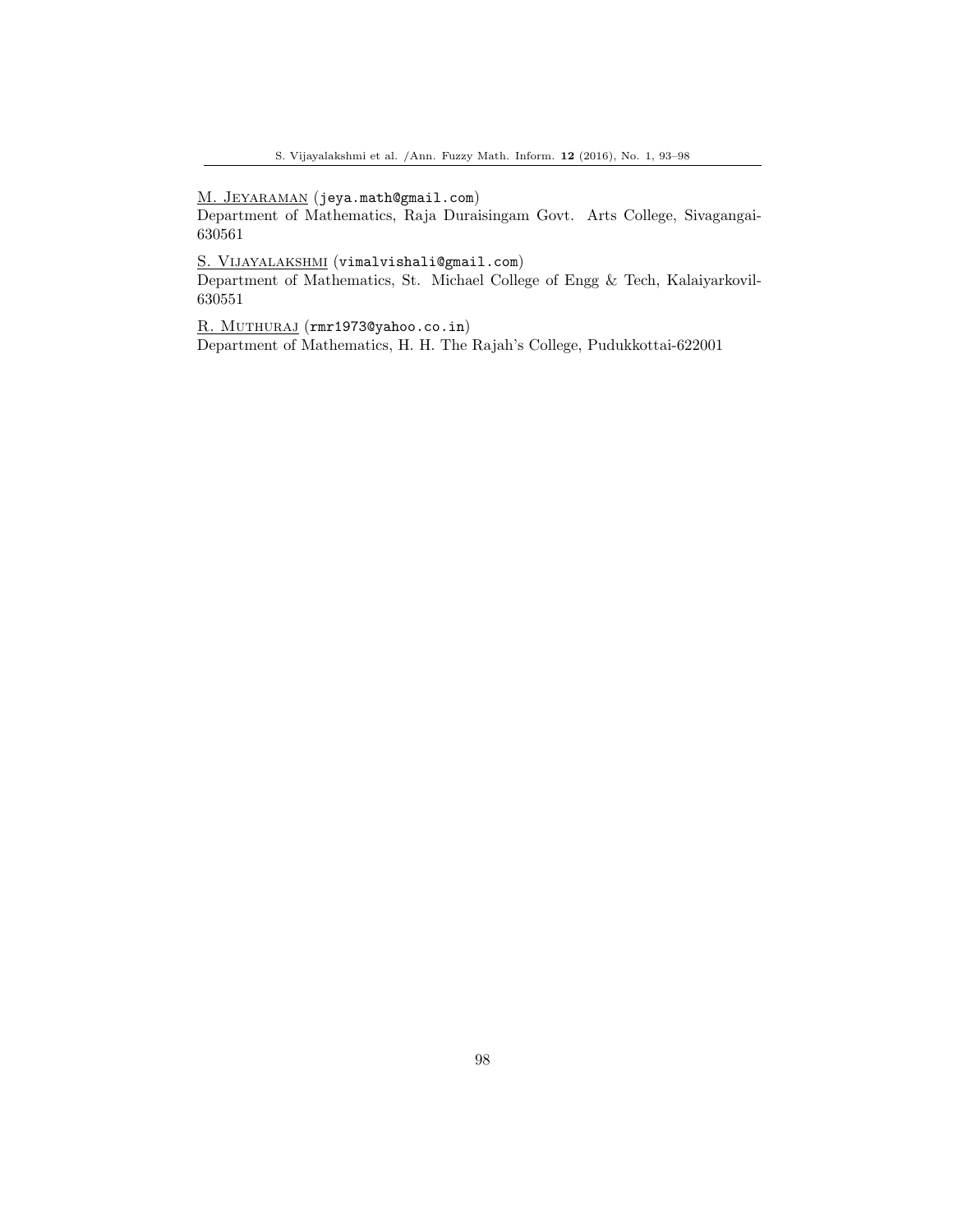M. Jeyaraman (jeya.math@gmail.com)
Department of Mathematics, Raja Duraisingam Govt. Arts College, Sivagangai-630561

S. Vijayalakshmi (vimalvishali@gmail.com)
Department of Mathematics, St. Michael College of Engg & Tech, Kalaiyarkovil-630551

R. Muthuraj (rmr1973@yahoo.co.in)
Department of Mathematics, H. H. The Rajah's College, Pudukkottai-622001